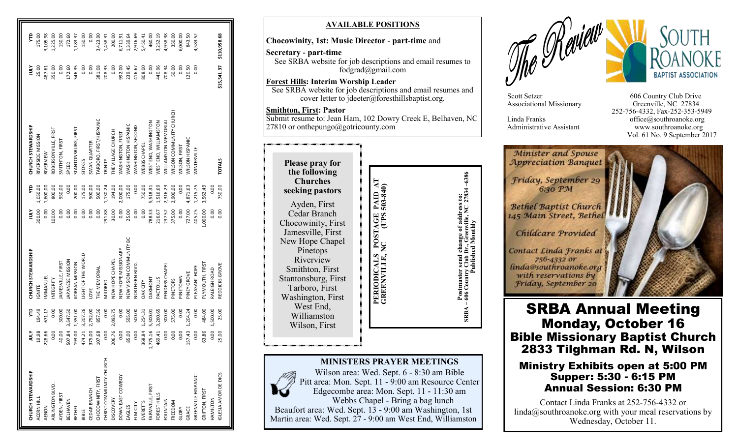| CHURCH STEWARDSHIP | JULY | YTD | CHURCH STEWARDSHIP | JULY | YTD | CHURCH STEWARDSHIP | JULY | YTD |
|---|---|---|---|---|---|---|---|---|
| ACORN HILL | 19.98 | 194.49 | IGNITE | 300.00 | 1,050.00 | RIVERSIDE MISSION | 25.00 | 175.00 |
| AENON | 228.66 | 671.17 | IMMANUEL | 0.00 | 1,600.00 | RIVERVIEW | 487.61 | 3,105.98 |
| ARLINGTON BLVD. | 0.00 | 0.00 | INTEGRITY | 100.00 | 800.00 | ROBERSONVILLE, FIRST | 350.00 | 1,225.00 |
| AYDEN, FIRST | 40.00 | 300.00 | JAMESVILLE, FIRST | 0.00 | 950.00 | SMITHTON, FIRST | 0.00 | 150.00 |
| BELHAVEN | 507.84 | 3,547.50 | JAPANESE MISSION | 0.00 | 0.00 | SPEED | 172.60 | 172.60 |
| BETHEL | 193.00 | 1,351.00 | KOREAN MISSION | 0.00 | 200.00 | STANTONSBURG, FIRST | 546.35 | 1,183.37 |
| BIBLE | 474.21 | 3,207.26 | LIGHT OF THE WORLD | 0.00 | 175.00 | STOKES | 0.00 | 150.00 |
| CEDAR BRANCH | 375.00 | 2,752.00 | LOVE | 0.00 | 500.00 | SWAN QUARTER | 0.00 | 0.00 |
| CHOCOWINITY, FIRST | 107.68 | 857.56 | THE MEMORIAL | 0.00 | 500.00 | TARBORO, FIRST/HISPANIC | 381.08 | 3,423.90 |
| CHRIST COMMUNITY CHURCH | 0.00 | 0.00 | MILDRED | 291.88 | 1,130.24 | TRINITY | 208.33 | 1,458.31 |
| DISCOVERY | 206.76 | 2,093.75 | NEW HOPE CHAPEL | 30.00 | 194.00 | THE VILLAGE CHURCH | 0.00 | 200.00 |
| DOWN EAST COWBOY | 0.00 | 0.00 | NEW HOPE MISSIONARY | 0.00 | 2,000.00 | WASHINGTON, FIRST | 992.00 | 6,711.91 |
| EAGLES | 85.00 | 595.00 | NEW VISION COMMUNITY BC | 25.00 | 175.00 | WASHINGTON HISPANIC | 239.45 | 1,339.64 |
| ELM CITY | 0.00 | 500.00 | NORTHERN BLVD. | 0.00 | 0.00 | WASHINGTON, SECOND | 416.67 | 2,916.69 |
| EVERETTS | 368.84 | 1,254.31 | OAK CITY | 0.00 | 750.00 | WEBBS CHAPEL | 808.00 | 5,450.41 |
| FARMVILLE, FIRST | 1,775.16 | 5,500.01 | OAKMONT | 788.33 | 5,518.31 | WEST END, WASHINGTON | 0.00 | 460.00 |
| FOREST HILLS | 469.41 | 3,260.65 | PACTOLUS | 216.67 | 1,516.69 | WEST END, WILLIAMSTON | 440.96 | 3,252.19 |
| FOUNTAIN | 0.00 | 300.00 | PENDERS CHAPEL | 237.52 | 2,316.23 | WILLIAMSTON MEMORIAL | 708.34 | 4,958.38 |
| FREEDOM | 0.00 | 575.00 | PINETOPS | 375.00 | 2,900.00 | WILSON COMMUNITY CHURCH | 50.00 | 350.00 |
| GLORY | 0.00 | 0.00 | PINETOWN | 0.00 | 0.00 | WILSON, FIRST | 0.00 | 6,000.00 |
| GRACE | 157.43 | 1,204.24 | PINEY GROVE | 727.00 | 4,871.63 | WILSON HISPANIC | 120.50 | 843.50 |
| GREENVILLE HISPANIC | 0.00 | 0.00 | PLEASANT HOPE | 405.25 | 1,215.75 | WINTERVILLE | 0.00 | 4,583.52 |
| GRIFTON, FIRST | 63.86 | 484.00 | PLYMOUTH, FIRST | 1,000.00 | 3,562.49 | | | |
| HAMILTON | 0.00 | 1,500.00 | RALEIGH ROAD | 0.00 | 0.00 | | | |
| IGLESIA AMOR DE DIOS | 25.00 | 25.00 | REDDICKS GROVE | 0.00 | 750.00 | **TOTALS** | **$15,541.37** | **$110,958.68** |

## AVAILABLE POSITIONS

**Chocowinity, 1st: Music Director** - **part-time** and

**Secretary - part-time**

See SRBA website for job descriptions and email resumes to fodgrad@gmail.com

**Forest Hills: Interim Worship Leader**

See SRBA website for job descriptions and email resumes and cover letter to jdeeter@foresthillsbaptist.org.

**Smithton, First: Pastor**

Submit resume to: Jean Ham, 102 Dowry Creek E, Belhaven, NC 27810 or onthepungo@gotricounty.com

**Please pray for the following Churches seeking pastors**

Ayden, First
Cedar Branch
Chocowinity, First
Jamesville, First
New Hope Chapel
Pinetops
Riverview
Smithton, First
Stantonsburg, First
Tarboro, First
Washington, First
West End, Williamston
Wilson, First

**PERIODICALS POSTAGE PAID AT GREENVILLE, NC (UPS 503-840)**

**Postmaster send change of address to:**
**SRBA – 606 Country Club Dr., Greenville, NC 27834 –6386**
**Published Monthly**

## MINISTERS PRAYER MEETINGS

Wilson area: Wed. Sept. 6 - 8:30 am Bible
Pitt area: Mon. Sept. 11 - 9:00 am Resource Center
Edgecombe area: Mon. Sept. 11 - 11:30 am
Webbs Chapel - Bring a bag lunch
Beaufort area: Wed. Sept. 13 - 9:00 am Washington, 1st
Martin area: Wed. Sept. 27 - 9:00 am West End, Williamston

# The Review

**SOUTH ROANOKE BAPTIST ASSOCIATION**

Scott Setzer
Associational Missionary

Linda Franks
Administrative Assistant

606 Country Club Drive
Greenville, NC 27834
252-756-4332, Fax-252-353-5949
office@southroanoke.org
www.southroanoke.org
Vol. 61 No. 9 September 2017

*Minister and Spouse Appreciation Banquet*

*Friday, September 29*
*6:30 PM*

*Bethel Baptist Church*
*145 Main Street, Bethel*

*Childcare Provided*

*Contact Linda Franks at 756-4332 or linda@southroanoke.org with your reservations by Friday, September 20*

# SRBA Annual Meeting

## Monday, October 16

## Bible Missionary Baptist Church

## 2833 Tilghman Rd. N, Wilson

### Ministry Exhibits open at 5:00 PM

### Supper: 5:30 - 6:15 PM

### Annual Session: 6:30 PM

Contact Linda Franks at 252-756-4332 or linda@southroanoke.org with your meal reservations by Wednesday, October 11.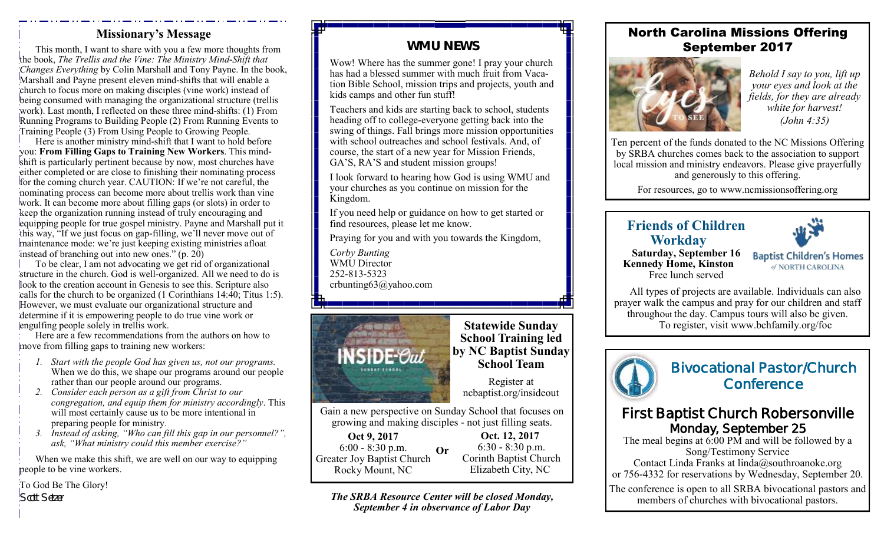## Missionary's Message

This month, I want to share with you a few more thoughts from the book, *The Trellis and the Vine: The Ministry Mind-Shift that Changes Everything* by Colin Marshall and Tony Payne. In the book, Marshall and Payne present eleven mind-shifts that will enable a church to focus more on making disciples (vine work) instead of being consumed with managing the organizational structure (trellis work). Last month, I reflected on these three mind-shifts: (1) From Running Events to Training People (2) From Running Events to Building People (3) From Using People to Growing People.

Here is another ministry mind-shift that I want to hold before you: **From Filling Gaps to Training New Workers**. This mind-shift is particularly pertinent because by now, most churches have either completed or are close to finishing their nominating process for the coming church year. CAUTION: If we're not careful, the nominating process can become more about trellis work than vine work. It can become more about filling gaps (or slots) in order to keep the organization running instead of truly encouraging and equipping people for true gospel ministry. Payne and Marshall put it this way, "If we just focus on gap-filling, we'll never move out of maintenance mode: we're just keeping existing ministries afloat instead of branching out into new ones." (p. 20)

To be clear, I am not advocating we get rid of organizational structure in the church. God is well-organized. All we need to do is look to the creation account in Genesis to see this. Scripture also calls for the church to be organized (1 Corinthians 14:40; Titus 1:5). However, we must evaluate our organizational structure and determine if it is empowering people to do true vine work or engulfing people solely in trellis work.

Here are a few recommendations from the authors on how to move from filling gaps to training new workers:

1. *Start with the people God has given us, not our programs.* When we do this, we shape our programs around our people rather than our people around our programs.
2. *Consider each person as a gift from Christ to our congregation, and equip them for ministry accordingly*. This will most certainly cause us to be more intentional in preparing people for ministry.
3. *Instead of asking, "Who can fill this gap in our personnel?", ask, "What ministry could this member exercise?"*

When we make this shift, we are well on our way to equipping people to be vine workers.

To God Be The Glory!

*Scott Setzer*

## WMU NEWS

Wow! Where has the summer gone! I pray your church has had a blessed summer with much fruit from Vacation Bible School, mission trips and projects, youth and kids camps and other fun stuff!

Teachers and kids are starting back to school, students heading off to college-everyone getting back into the swing of things. Fall brings more mission opportunities with school outreaches and school festivals. And, of course, the start of a new year for Mission Friends, GA'S, RA'S and student mission groups!

I look forward to hearing how God is using WMU and your churches as you continue on mission for the Kingdom.

If you need help or guidance on how to get started or find resources, please let me know.

Praying for you and with you towards the Kingdom,

*Corby Bunting*
WMU Director
252-813-5323
crbunting63@yahoo.com

## Statewide Sunday School Training led by NC Baptist Sunday School Team

Register at ncbaptist.org/insideout

Gain a new perspective on Sunday School that focuses on growing and making disciples - not just filling seats.

**Oct 9, 2017**
6:00 - 8:30 p.m.
Greater Joy Baptist Church
Rocky Mount, NC

**Or**

**Oct. 12, 2017**
6:30 - 8:30 p.m.
Corinth Baptist Church
Elizabeth City, NC

***The SRBA Resource Center will be closed Monday, September 4 in observance of Labor Day***

## North Carolina Missions Offering September 2017

*Behold I say to you, lift up your eyes and look at the fields, for they are already white for harvest! (John 4:35)*

Ten percent of the funds donated to the NC Missions Offering by SRBA churches comes back to the association to support local mission and ministry endeavors. Please give prayerfully and generously to this offering.

For resources, go to www.ncmissionsoffering.org

## Friends of Children Workday

**Saturday, September 16**
**Kennedy Home, Kinston**
Free lunch served

All types of projects are available. Individuals can also prayer walk the campus and pray for our children and staff throughout the day. Campus tours will also be given. To register, visit www.bchfamily.org/foc

## Bivocational Pastor/Church Conference

### First Baptist Church Robersonville
### Monday, September 25

The meal begins at 6:00 PM and will be followed by a Song/Testimony Service
Contact Linda Franks at linda@southroanoke.org or 756-4332 for reservations by Wednesday, September 20.

The conference is open to all SRBA bivocational pastors and members of churches with bivocational pastors.